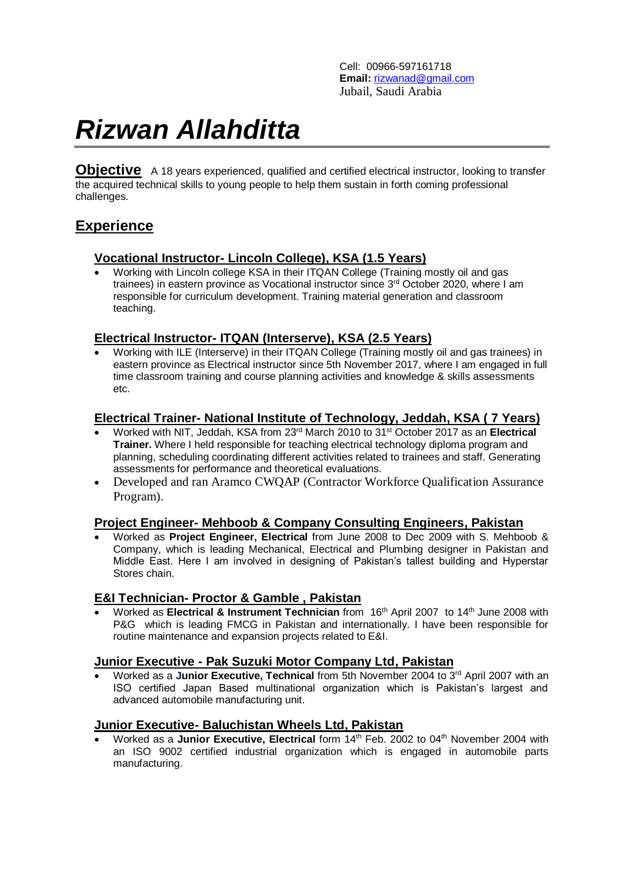Cell: 00966-597161718
**Email:** rizwanad@gmail.com
Jubail, Saudi Arabia

# *Rizwan Allahditta*

**Objective** A 18 years experienced, qualified and certified electrical instructor, looking to transfer the acquired technical skills to young people to help them sustain in forth coming professional challenges.

## Experience

### Vocational Instructor- Lincoln College), KSA (1.5 Years)

- Working with Lincoln college KSA in their ITQAN College (Training mostly oil and gas trainees) in eastern province as Vocational instructor since 3rd October 2020, where I am responsible for curriculum development. Training material generation and classroom teaching.

### Electrical Instructor- ITQAN (Interserve), KSA (2.5 Years)

- Working with ILE (Interserve) in their ITQAN College (Training mostly oil and gas trainees) in eastern province as Electrical instructor since 5th November 2017, where I am engaged in full time classroom training and course planning activities and knowledge & skills assessments etc.

### Electrical Trainer- National Institute of Technology, Jeddah, KSA ( 7 Years)

- Worked with NIT, Jeddah, KSA from 23rd March 2010 to 31st October 2017 as an **Electrical Trainer.** Where I held responsible for teaching electrical technology diploma program and planning, scheduling coordinating different activities related to trainees and staff. Generating assessments for performance and theoretical evaluations.
- Developed and ran Aramco CWQAP (Contractor Workforce Qualification Assurance Program).

### Project Engineer- Mehboob & Company Consulting Engineers, Pakistan

- Worked as **Project Engineer, Electrical** from June 2008 to Dec 2009 with S. Mehboob & Company, which is leading Mechanical, Electrical and Plumbing designer in Pakistan and Middle East. Here I am involved in designing of Pakistan's tallest building and Hyperstar Stores chain.

### E&I Technician- Proctor & Gamble , Pakistan

- Worked as **Electrical & Instrument Technician** from 16th April 2007 to 14th June 2008 with P&G which is leading FMCG in Pakistan and internationally. I have been responsible for routine maintenance and expansion projects related to E&I.

### Junior Executive - Pak Suzuki Motor Company Ltd, Pakistan

- Worked as a **Junior Executive, Technical** from 5th November 2004 to 3rd April 2007 with an ISO certified Japan Based multinational organization which is Pakistan's largest and advanced automobile manufacturing unit.

### Junior Executive- Baluchistan Wheels Ltd, Pakistan

- Worked as a **Junior Executive, Electrical** form 14th Feb. 2002 to 04th November 2004 with an ISO 9002 certified industrial organization which is engaged in automobile parts manufacturing.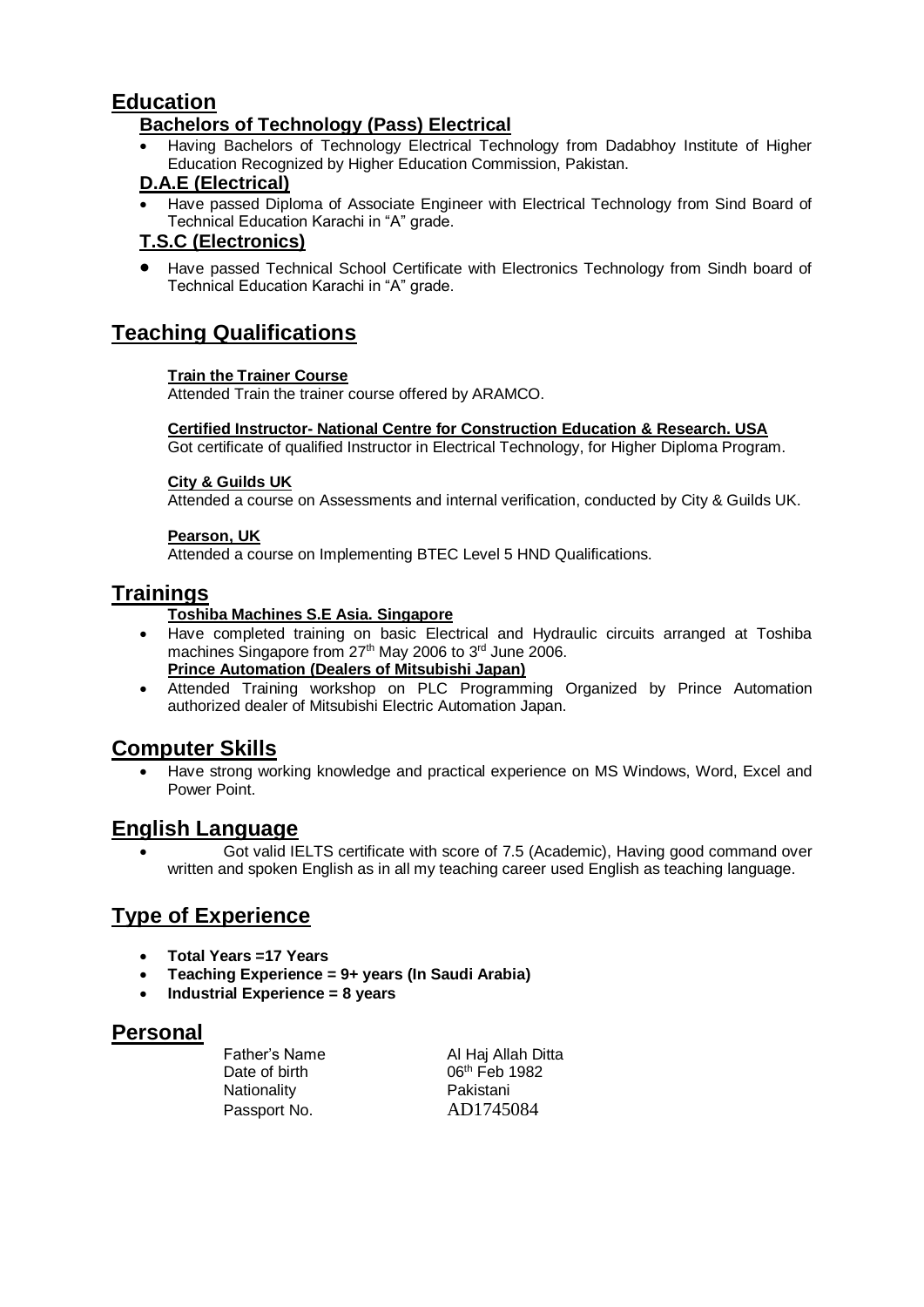## Education

### Bachelors of Technology (Pass) Electrical

- Having Bachelors of Technology Electrical Technology from Dadabhoy Institute of Higher Education Recognized by Higher Education Commission, Pakistan.

### D.A.E (Electrical)

- Have passed Diploma of Associate Engineer with Electrical Technology from Sind Board of Technical Education Karachi in "A" grade.

### T.S.C (Electronics)

- Have passed Technical School Certificate with Electronics Technology from Sindh board of Technical Education Karachi in "A" grade.

## Teaching Qualifications

**Train the Trainer Course**
Attended Train the trainer course offered by ARAMCO.

**Certified Instructor- National Centre for Construction Education & Research. USA**
Got certificate of qualified Instructor in Electrical Technology, for Higher Diploma Program.

**City & Guilds UK**
Attended a course on Assessments and internal verification, conducted by City & Guilds UK.

**Pearson, UK**
Attended a course on Implementing BTEC Level 5 HND Qualifications.

## Trainings

**Toshiba Machines S.E Asia. Singapore**

- Have completed training on basic Electrical and Hydraulic circuits arranged at Toshiba machines Singapore from 27th May 2006 to 3rd June 2006.

**Prince Automation (Dealers of Mitsubishi Japan)**

- Attended Training workshop on PLC Programming Organized by Prince Automation authorized dealer of Mitsubishi Electric Automation Japan.

## Computer Skills

- Have strong working knowledge and practical experience on MS Windows, Word, Excel and Power Point.

## English Language

- Got valid IELTS certificate with score of 7.5 (Academic), Having good command over written and spoken English as in all my teaching career used English as teaching language.

## Type of Experience

- **Total Years =17 Years**
- **Teaching Experience = 9+ years (In Saudi Arabia)**
- **Industrial Experience = 8 years**

## Personal

| | |
|---|---|
| Father's Name | Al Haj Allah Ditta |
| Date of birth | 06th Feb 1982 |
| Nationality | Pakistani |
| Passport No. | AD1745084 |